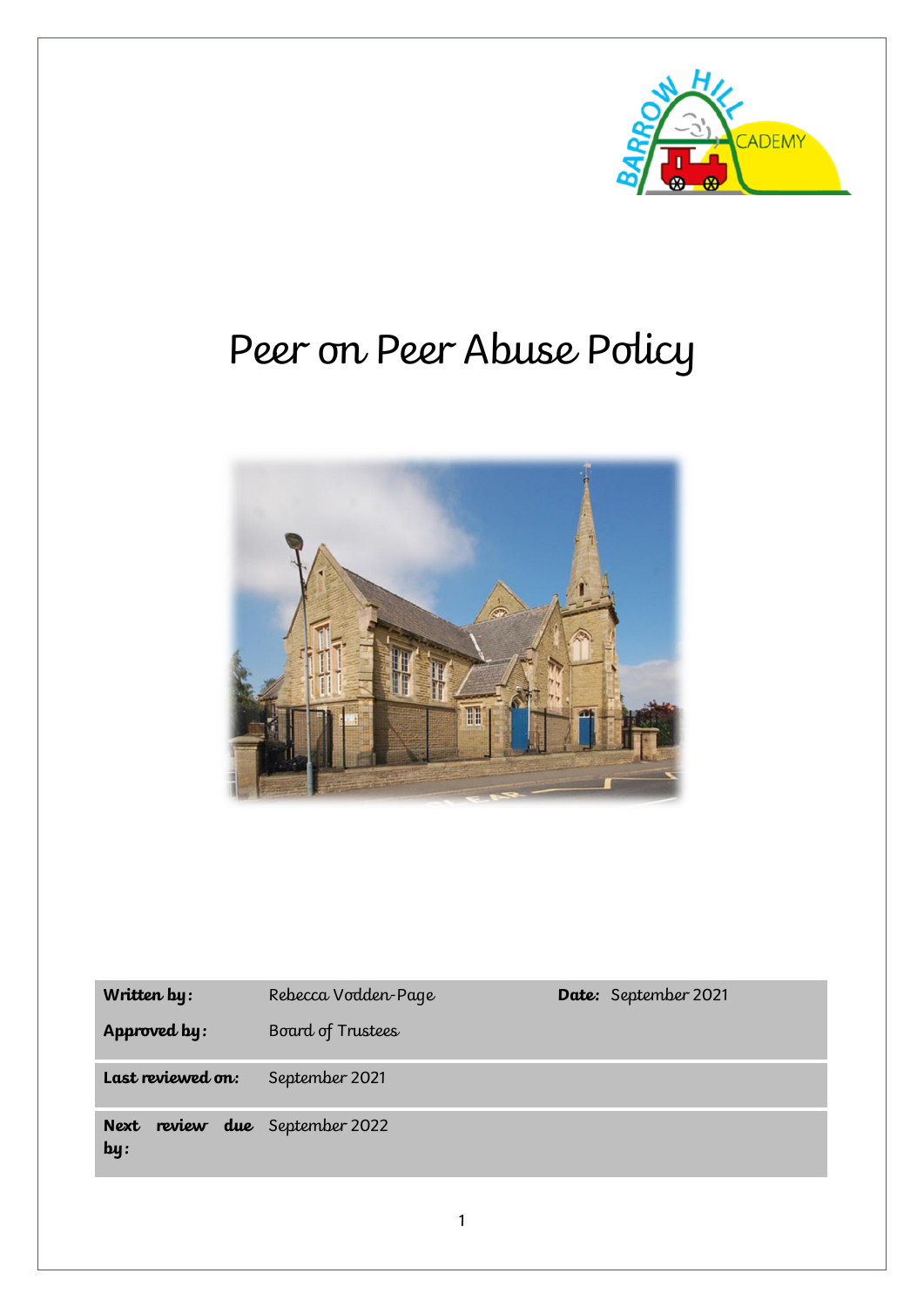# Peer on Peer Abuse Policy

| | | | |
|---|---|---|---|
| **Written by:** | Rebecca Vodden-Page | **Date:** | September 2021 |
| **Approved by:** | Board of Trustees | | |
| **Last reviewed on:** | September 2021 | | |
| **Next review due by:** | September 2022 | | |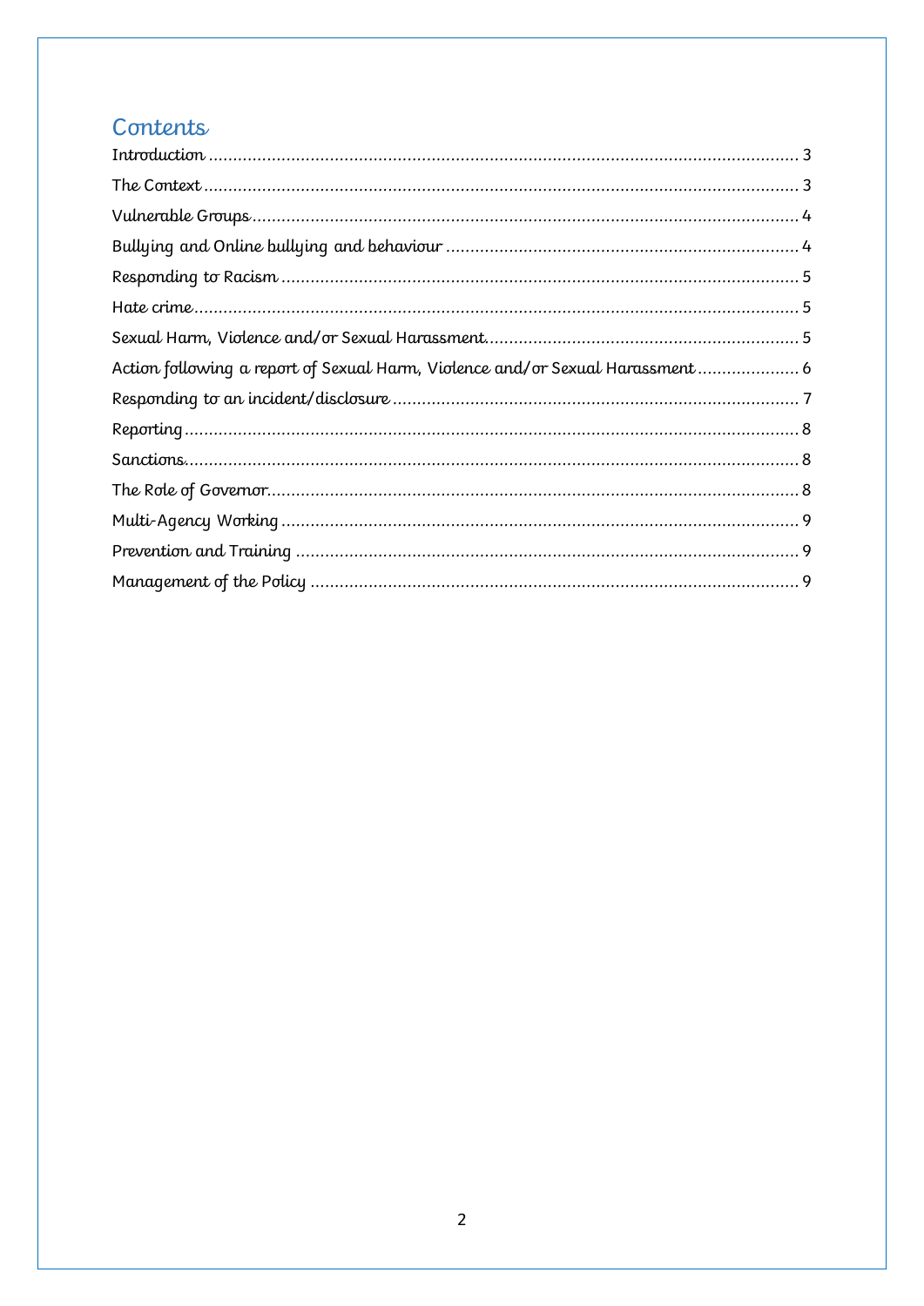## Contents

- Introduction ........ 3
- The Context ........ 3
- Vulnerable Groups ........ 4
- Bullying and Online bullying and behaviour ........ 4
- Responding to Racism ........ 5
- Hate crime ........ 5
- Sexual Harm, Violence and/or Sexual Harassment ........ 5
- Action following a report of Sexual Harm, Violence and/or Sexual Harassment ........ 6
- Responding to an incident/disclosure ........ 7
- Reporting ........ 8
- Sanctions ........ 8
- The Role of Governor ........ 8
- Multi-Agency Working ........ 9
- Prevention and Training ........ 9
- Management of the Policy ........ 9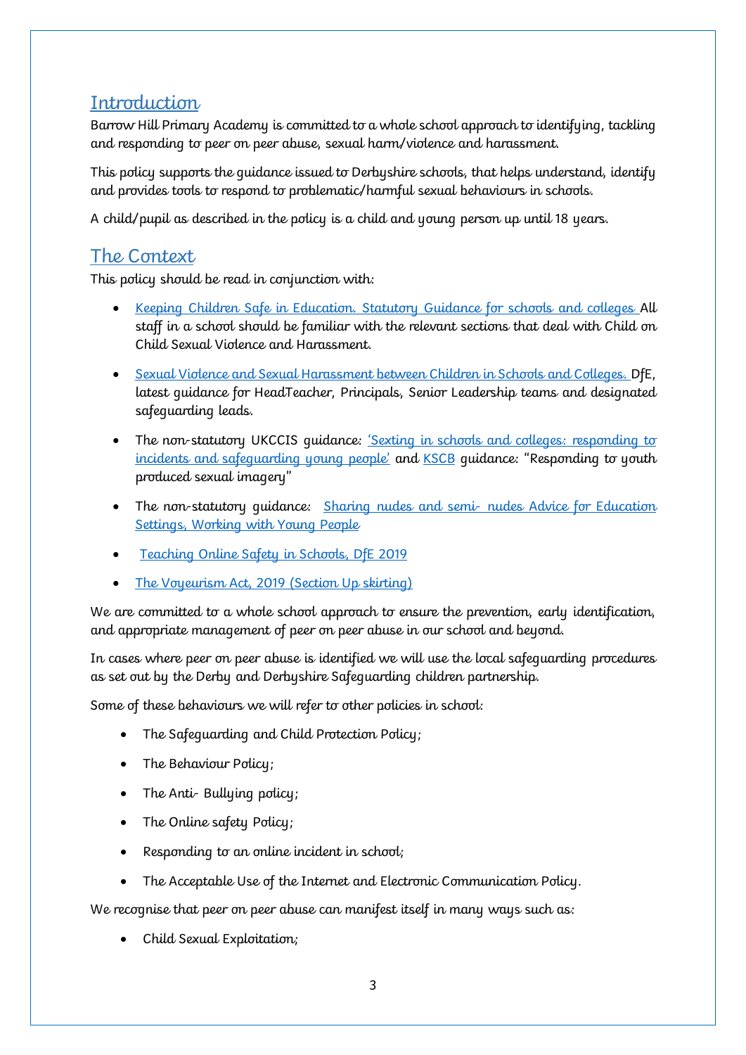## Introduction

Barrow Hill Primary Academy is committed to a whole school approach to identifying, tackling and responding to peer on peer abuse, sexual harm/violence and harassment.

This policy supports the guidance issued to Derbyshire schools, that helps understand, identify and provides tools to respond to problematic/harmful sexual behaviours in schools.

A child/pupil as described in the policy is a child and young person up until 18 years.

## The Context

This policy should be read in conjunction with:

- Keeping Children Safe in Education. Statutory Guidance for schools and colleges All staff in a school should be familiar with the relevant sections that deal with Child on Child Sexual Violence and Harassment.
- Sexual Violence and Sexual Harassment between Children in Schools and Colleges. DfE, latest guidance for HeadTeacher, Principals, Senior Leadership teams and designated safeguarding leads.
- The non-statutory UKCCIS guidance: 'Sexting in schools and colleges: responding to incidents and safeguarding young people' and KSCB guidance: "Responding to youth produced sexual imagery"
- The non-statutory guidance: Sharing nudes and semi- nudes Advice for Education Settings, Working with Young People
- Teaching Online Safety in Schools, DfE 2019
- The Voyeurism Act, 2019 (Section Up skirting)

We are committed to a whole school approach to ensure the prevention, early identification, and appropriate management of peer on peer abuse in our school and beyond.

In cases where peer on peer abuse is identified we will use the local safeguarding procedures as set out by the Derby and Derbyshire Safeguarding children partnership.

Some of these behaviours we will refer to other policies in school:

- The Safeguarding and Child Protection Policy;
- The Behaviour Policy;
- The Anti- Bullying policy;
- The Online safety Policy;
- Responding to an online incident in school;
- The Acceptable Use of the Internet and Electronic Communication Policy.

We recognise that peer on peer abuse can manifest itself in many ways such as:

- Child Sexual Exploitation;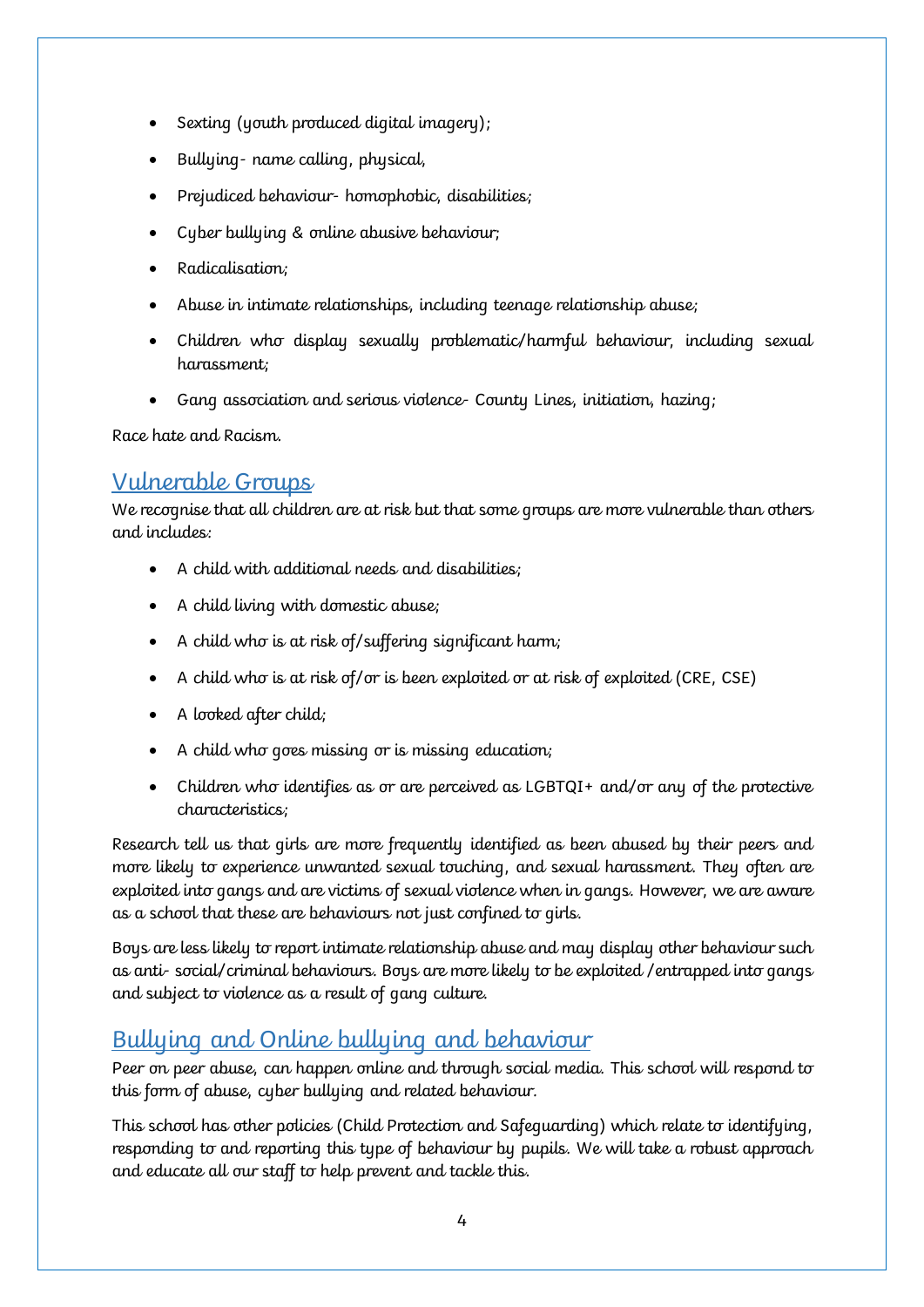- Sexting (youth produced digital imagery);
- Bullying- name calling, physical,
- Prejudiced behaviour- homophobic, disabilities;
- Cyber bullying & online abusive behaviour;
- Radicalisation;
- Abuse in intimate relationships, including teenage relationship abuse;
- Children who display sexually problematic/harmful behaviour, including sexual harassment;
- Gang association and serious violence- County Lines, initiation, hazing;

Race hate and Racism.

## Vulnerable Groups

We recognise that all children are at risk but that some groups are more vulnerable than others and includes:

- A child with additional needs and disabilities;
- A child living with domestic abuse;
- A child who is at risk of/suffering significant harm;
- A child who is at risk of/or is been exploited or at risk of exploited (CRE, CSE)
- A looked after child;
- A child who goes missing or is missing education;
- Children who identifies as or are perceived as LGBTQI+ and/or any of the protective characteristics;

Research tell us that girls are more frequently identified as been abused by their peers and more likely to experience unwanted sexual touching, and sexual harassment. They often are exploited into gangs and are victims of sexual violence when in gangs. However, we are aware as a school that these are behaviours not just confined to girls.

Boys are less likely to report intimate relationship abuse and may display other behaviour such as anti- social/criminal behaviours. Boys are more likely to be exploited /entrapped into gangs and subject to violence as a result of gang culture.

## Bullying and Online bullying and behaviour

Peer on peer abuse, can happen online and through social media. This school will respond to this form of abuse, cyber bullying and related behaviour.

This school has other policies (Child Protection and Safeguarding) which relate to identifying, responding to and reporting this type of behaviour by pupils. We will take a robust approach and educate all our staff to help prevent and tackle this.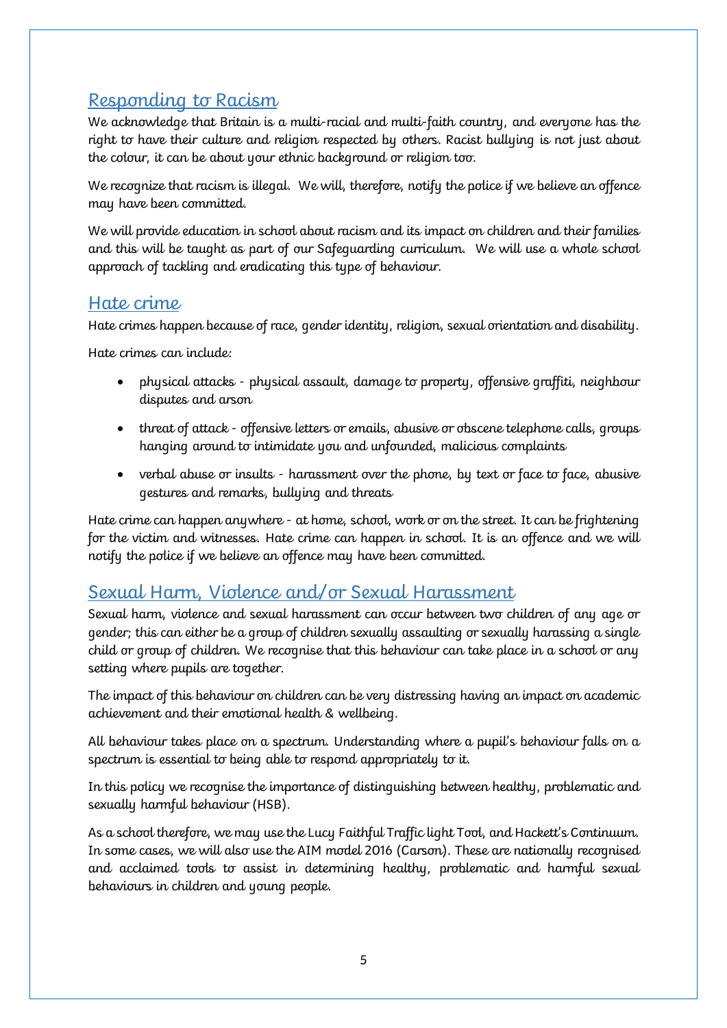## Responding to Racism

We acknowledge that Britain is a multi-racial and multi-faith country, and everyone has the right to have their culture and religion respected by others. Racist bullying is not just about the colour, it can be about your ethnic background or religion too.

We recognize that racism is illegal. We will, therefore, notify the police if we believe an offence may have been committed.

We will provide education in school about racism and its impact on children and their families and this will be taught as part of our Safeguarding curriculum. We will use a whole school approach of tackling and eradicating this type of behaviour.

## Hate crime

Hate crimes happen because of race, gender identity, religion, sexual orientation and disability.

Hate crimes can include:

- physical attacks - physical assault, damage to property, offensive graffiti, neighbour disputes and arson
- threat of attack - offensive letters or emails, abusive or obscene telephone calls, groups hanging around to intimidate you and unfounded, malicious complaints
- verbal abuse or insults - harassment over the phone, by text or face to face, abusive gestures and remarks, bullying and threats

Hate crime can happen anywhere - at home, school, work or on the street. It can be frightening for the victim and witnesses. Hate crime can happen in school. It is an offence and we will notify the police if we believe an offence may have been committed.

## Sexual Harm, Violence and/or Sexual Harassment

Sexual harm, violence and sexual harassment can occur between two children of any age or gender; this can either be a group of children sexually assaulting or sexually harassing a single child or group of children. We recognise that this behaviour can take place in a school or any setting where pupils are together.

The impact of this behaviour on children can be very distressing having an impact on academic achievement and their emotional health & wellbeing.

All behaviour takes place on a spectrum. Understanding where a pupil's behaviour falls on a spectrum is essential to being able to respond appropriately to it.

In this policy we recognise the importance of distinguishing between healthy, problematic and sexually harmful behaviour (HSB).

As a school therefore, we may use the Lucy Faithful Traffic light Tool, and Hackett's Continuum. In some cases, we will also use the AIM model 2016 (Carson). These are nationally recognised and acclaimed tools to assist in determining healthy, problematic and harmful sexual behaviours in children and young people.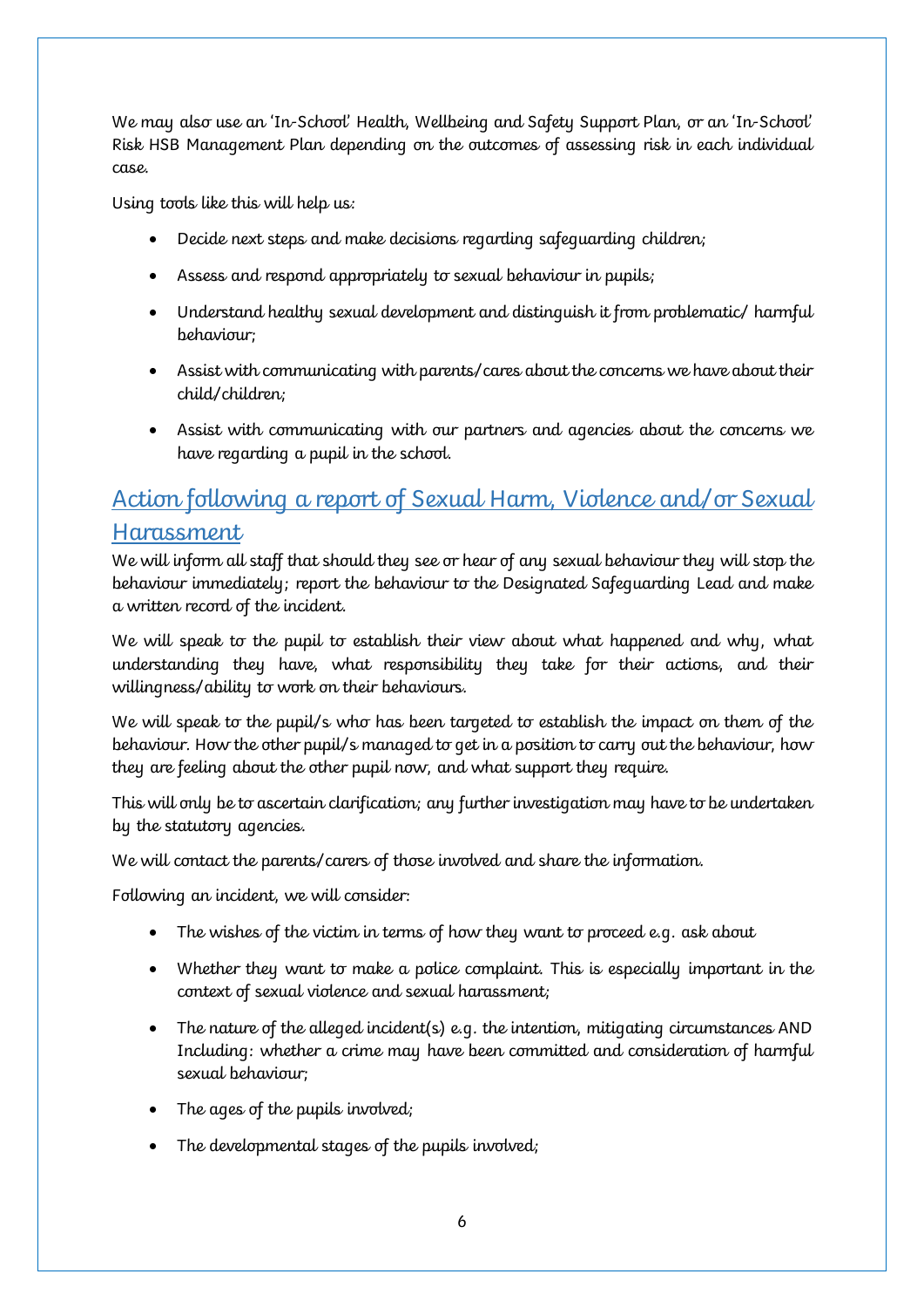We may also use an 'In-School' Health, Wellbeing and Safety Support Plan, or an 'In-School' Risk HSB Management Plan depending on the outcomes of assessing risk in each individual case.

Using tools like this will help us:

- Decide next steps and make decisions regarding safeguarding children;
- Assess and respond appropriately to sexual behaviour in pupils;
- Understand healthy sexual development and distinguish it from problematic/ harmful behaviour;
- Assist with communicating with parents/cares about the concerns we have about their child/children;
- Assist with communicating with our partners and agencies about the concerns we have regarding a pupil in the school.

## Action following a report of Sexual Harm, Violence and/or Sexual Harassment

We will inform all staff that should they see or hear of any sexual behaviour they will stop the behaviour immediately; report the behaviour to the Designated Safeguarding Lead and make a written record of the incident.

We will speak to the pupil to establish their view about what happened and why, what understanding they have, what responsibility they take for their actions, and their willingness/ability to work on their behaviours.

We will speak to the pupil/s who has been targeted to establish the impact on them of the behaviour. How the other pupil/s managed to get in a position to carry out the behaviour, how they are feeling about the other pupil now, and what support they require.

This will only be to ascertain clarification; any further investigation may have to be undertaken by the statutory agencies.

We will contact the parents/carers of those involved and share the information.

Following an incident, we will consider:

- The wishes of the victim in terms of how they want to proceed e.g. ask about
- Whether they want to make a police complaint. This is especially important in the context of sexual violence and sexual harassment;
- The nature of the alleged incident(s) e.g. the intention, mitigating circumstances AND Including: whether a crime may have been committed and consideration of harmful sexual behaviour;
- The ages of the pupils involved;
- The developmental stages of the pupils involved;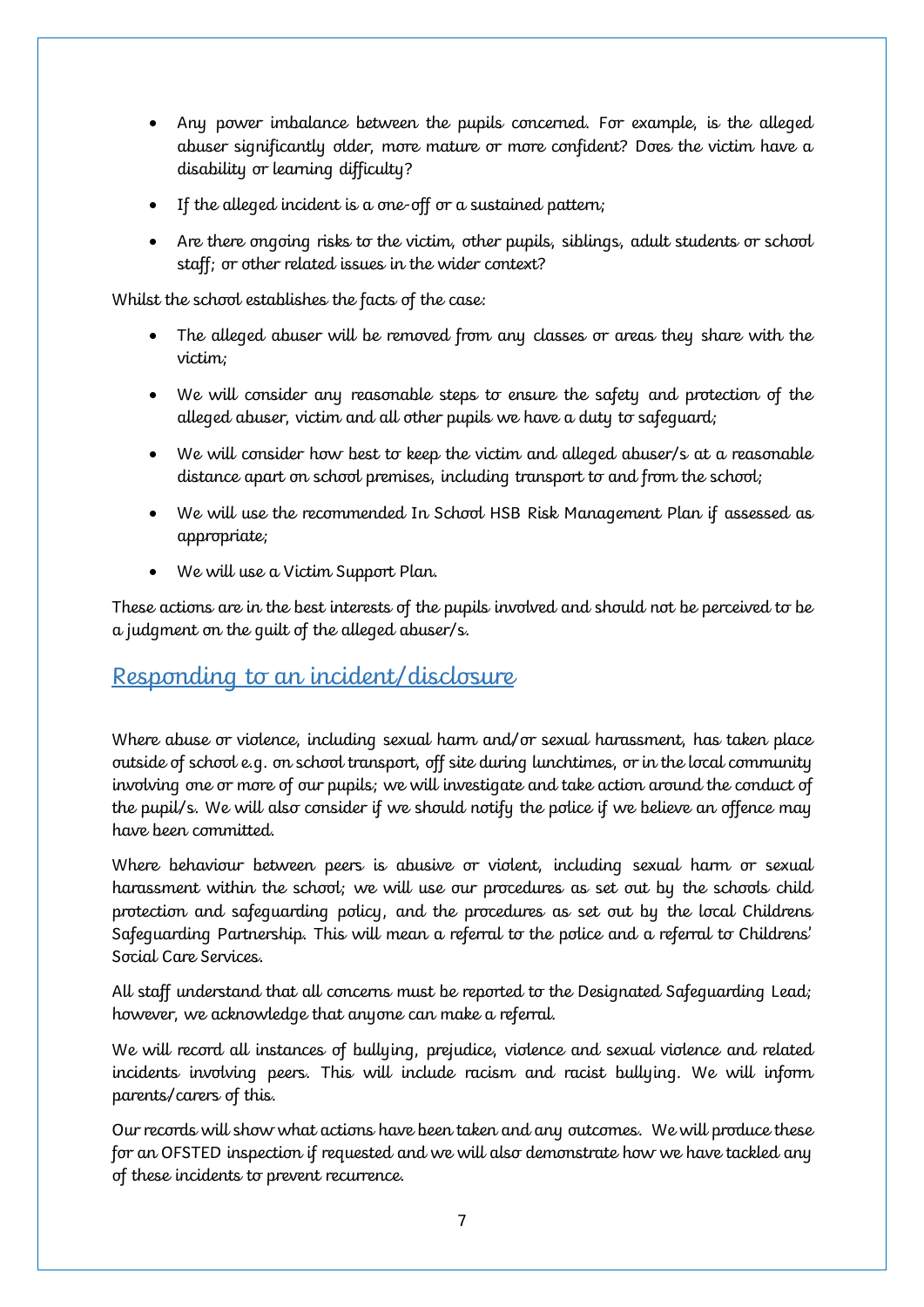- Any power imbalance between the pupils concerned. For example, is the alleged abuser significantly older, more mature or more confident? Does the victim have a disability or learning difficulty?
- If the alleged incident is a one-off or a sustained pattern;
- Are there ongoing risks to the victim, other pupils, siblings, adult students or school staff; or other related issues in the wider context?

Whilst the school establishes the facts of the case:

- The alleged abuser will be removed from any classes or areas they share with the victim;
- We will consider any reasonable steps to ensure the safety and protection of the alleged abuser, victim and all other pupils we have a duty to safeguard;
- We will consider how best to keep the victim and alleged abuser/s at a reasonable distance apart on school premises, including transport to and from the school;
- We will use the recommended In School HSB Risk Management Plan if assessed as appropriate;
- We will use a Victim Support Plan.

These actions are in the best interests of the pupils involved and should not be perceived to be a judgment on the guilt of the alleged abuser/s.

## Responding to an incident/disclosure

Where abuse or violence, including sexual harm and/or sexual harassment, has taken place outside of school e.g. on school transport, off site during lunchtimes, or in the local community involving one or more of our pupils; we will investigate and take action around the conduct of the pupil/s. We will also consider if we should notify the police if we believe an offence may have been committed.

Where behaviour between peers is abusive or violent, including sexual harm or sexual harassment within the school; we will use our procedures as set out by the schools child protection and safeguarding policy, and the procedures as set out by the local Childrens Safeguarding Partnership. This will mean a referral to the police and a referral to Childrens' Social Care Services.

All staff understand that all concerns must be reported to the Designated Safeguarding Lead; however, we acknowledge that anyone can make a referral.

We will record all instances of bullying, prejudice, violence and sexual violence and related incidents involving peers. This will include racism and racist bullying. We will inform parents/carers of this.

Our records will show what actions have been taken and any outcomes. We will produce these for an OFSTED inspection if requested and we will also demonstrate how we have tackled any of these incidents to prevent recurrence.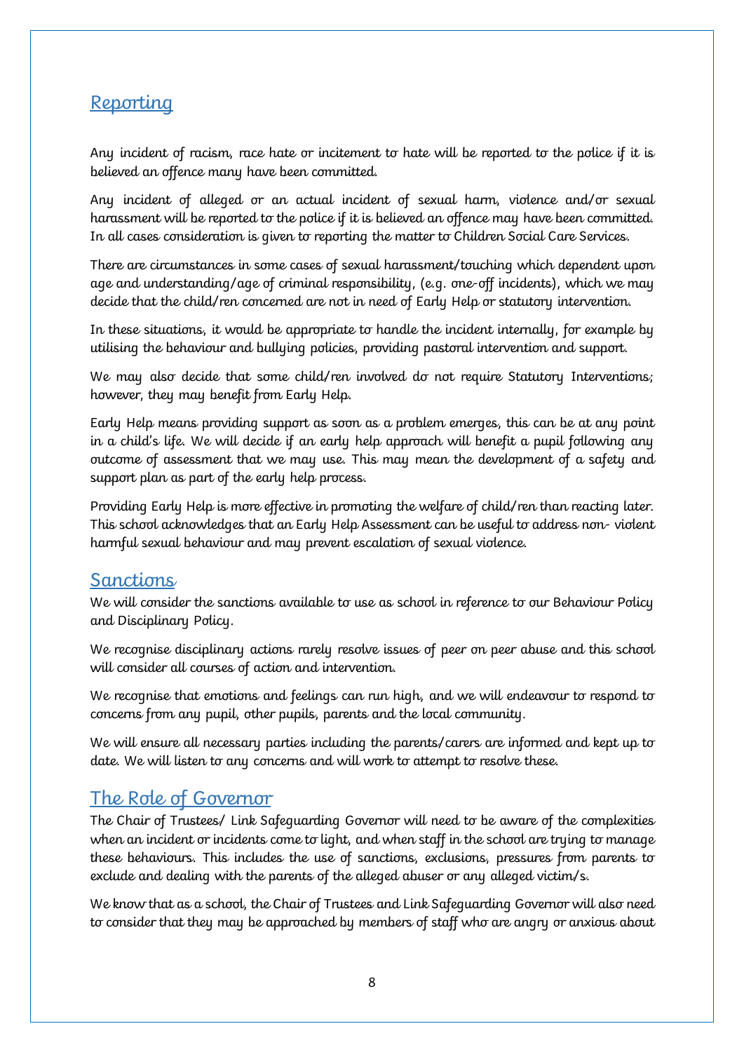## Reporting

Any incident of racism, race hate or incitement to hate will be reported to the police if it is believed an offence many have been committed.

Any incident of alleged or an actual incident of sexual harm, violence and/or sexual harassment will be reported to the police if it is believed an offence may have been committed. In all cases consideration is given to reporting the matter to Children Social Care Services.

There are circumstances in some cases of sexual harassment/touching which dependent upon age and understanding/age of criminal responsibility, (e.g. one-off incidents), which we may decide that the child/ren concerned are not in need of Early Help or statutory intervention.

In these situations, it would be appropriate to handle the incident internally, for example by utilising the behaviour and bullying policies, providing pastoral intervention and support.

We may also decide that some child/ren involved do not require Statutory Interventions; however, they may benefit from Early Help.

Early Help means providing support as soon as a problem emerges, this can be at any point in a child's life. We will decide if an early help approach will benefit a pupil following any outcome of assessment that we may use. This may mean the development of a safety and support plan as part of the early help process.

Providing Early Help is more effective in promoting the welfare of child/ren than reacting later. This school acknowledges that an Early Help Assessment can be useful to address non- violent harmful sexual behaviour and may prevent escalation of sexual violence.

## Sanctions

We will consider the sanctions available to use as school in reference to our Behaviour Policy and Disciplinary Policy.

We recognise disciplinary actions rarely resolve issues of peer on peer abuse and this school will consider all courses of action and intervention.

We recognise that emotions and feelings can run high, and we will endeavour to respond to concerns from any pupil, other pupils, parents and the local community.

We will ensure all necessary parties including the parents/carers are informed and kept up to date. We will listen to any concerns and will work to attempt to resolve these.

## The Role of Governor

The Chair of Trustees/ Link Safeguarding Governor will need to be aware of the complexities when an incident or incidents come to light, and when staff in the school are trying to manage these behaviours. This includes the use of sanctions, exclusions, pressures from parents to exclude and dealing with the parents of the alleged abuser or any alleged victim/s.

We know that as a school, the Chair of Trustees and Link Safeguarding Governor will also need to consider that they may be approached by members of staff who are angry or anxious about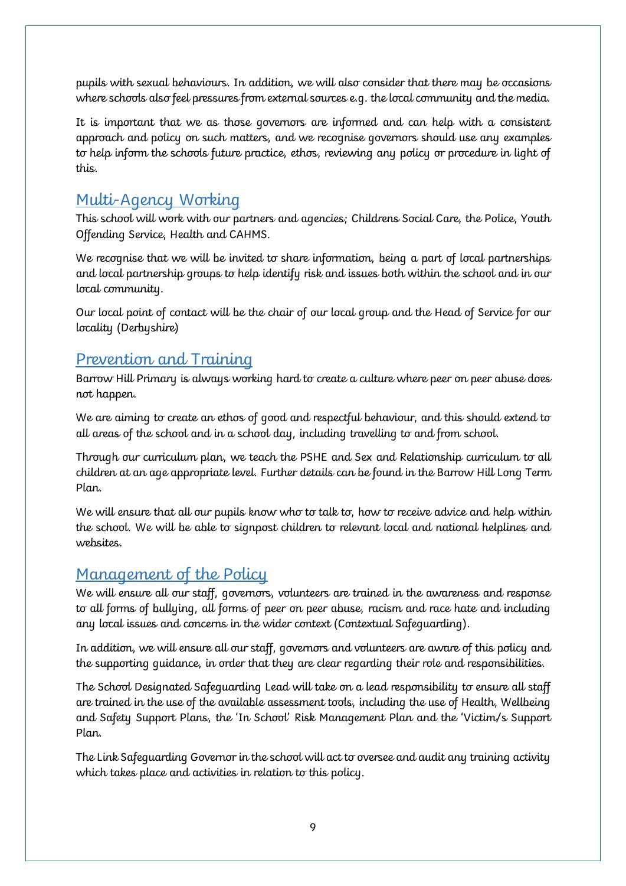pupils with sexual behaviours. In addition, we will also consider that there may be occasions where schools also feel pressures from external sources e.g. the local community and the media.

It is important that we as those governors are informed and can help with a consistent approach and policy on such matters, and we recognise governors should use any examples to help inform the schools future practice, ethos, reviewing any policy or procedure in light of this.

## Multi-Agency Working

This school will work with our partners and agencies; Childrens Social Care, the Police, Youth Offending Service, Health and CAHMS.

We recognise that we will be invited to share information, being a part of local partnerships and local partnership groups to help identify risk and issues both within the school and in our local community.

Our local point of contact will be the chair of our local group and the Head of Service for our locality (Derbyshire)

## Prevention and Training

Barrow Hill Primary is always working hard to create a culture where peer on peer abuse does not happen.

We are aiming to create an ethos of good and respectful behaviour, and this should extend to all areas of the school and in a school day, including travelling to and from school.

Through our curriculum plan, we teach the PSHE and Sex and Relationship curriculum to all children at an age appropriate level. Further details can be found in the Barrow Hill Long Term Plan.

We will ensure that all our pupils know who to talk to, how to receive advice and help within the school. We will be able to signpost children to relevant local and national helplines and websites.

## Management of the Policy

We will ensure all our staff, governors, volunteers are trained in the awareness and response to all forms of bullying, all forms of peer on peer abuse, racism and race hate and including any local issues and concerns in the wider context (Contextual Safeguarding).

In addition, we will ensure all our staff, governors and volunteers are aware of this policy and the supporting guidance, in order that they are clear regarding their role and responsibilities.

The School Designated Safeguarding Lead will take on a lead responsibility to ensure all staff are trained in the use of the available assessment tools, including the use of Health, Wellbeing and Safety Support Plans, the 'In School' Risk Management Plan and the 'Victim/s Support Plan.

The Link Safeguarding Governor in the school will act to oversee and audit any training activity which takes place and activities in relation to this policy.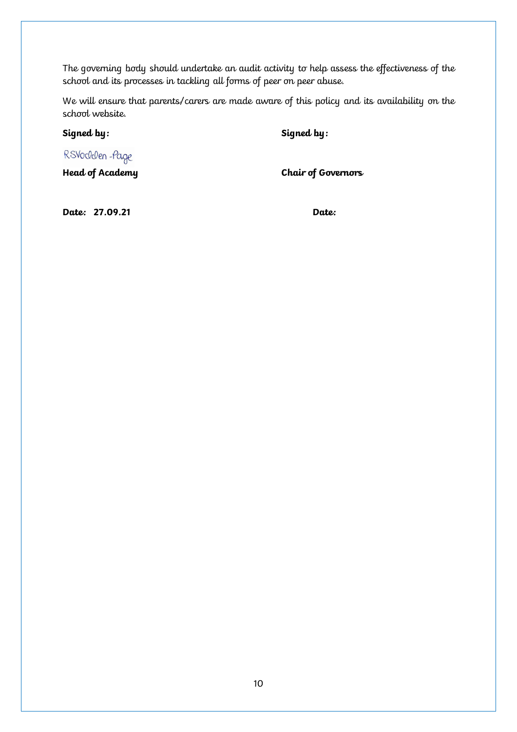The governing body should undertake an audit activity to help assess the effectiveness of the school and its processes in tackling all forms of peer on peer abuse.

We will ensure that parents/carers are made aware of this policy and its availability on the school website.

| | |
|---|---|
| **Signed by:** | **Signed by:** |
| RSVodden-Page | |
| **Head of Academy** | **Chair of Governors** |
| **Date: 27.09.21** | **Date:** |